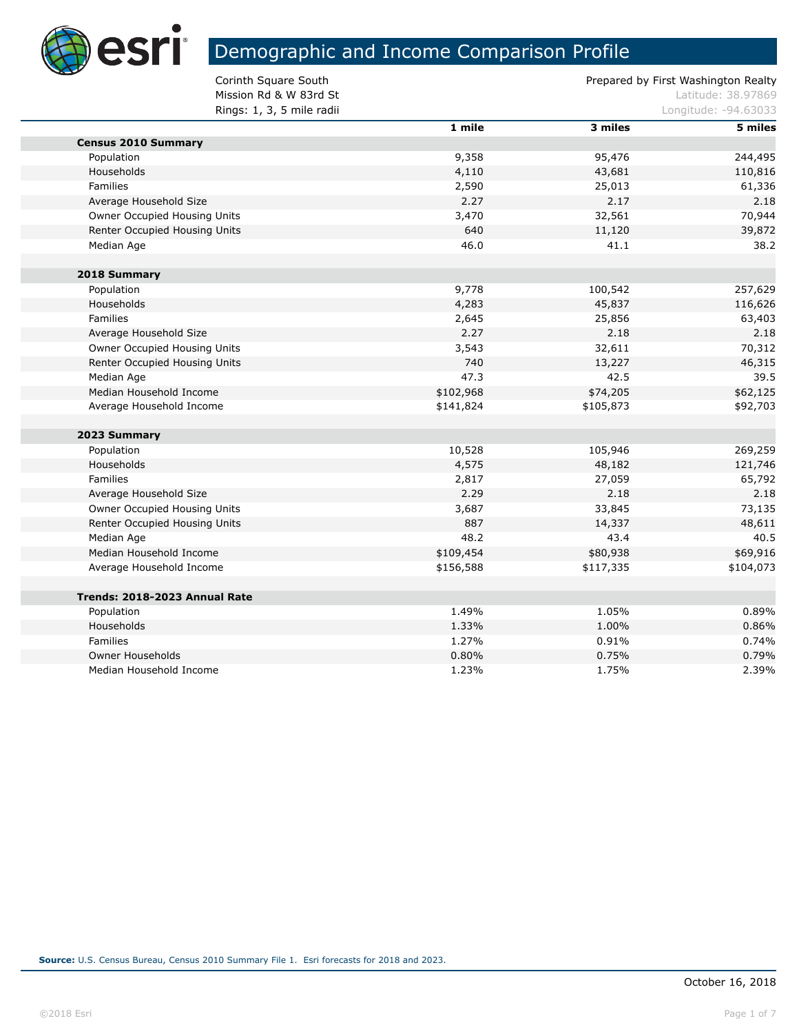# Demographic and Income Comparison Profile

Corinth Square South
Mission Rd & W 83rd St
Rings: 1, 3, 5 mile radii

Prepared by First Washington Realty
Latitude: 38.97869
Longitude: -94.63033

| | 1 mile | 3 miles | 5 miles |
|---|---|---|---|
| **Census 2010 Summary** | | | |
| Population | 9,358 | 95,476 | 244,495 |
| Households | 4,110 | 43,681 | 110,816 |
| Families | 2,590 | 25,013 | 61,336 |
| Average Household Size | 2.27 | 2.17 | 2.18 |
| Owner Occupied Housing Units | 3,470 | 32,561 | 70,944 |
| Renter Occupied Housing Units | 640 | 11,120 | 39,872 |
| Median Age | 46.0 | 41.1 | 38.2 |
| **2018 Summary** | | | |
| Population | 9,778 | 100,542 | 257,629 |
| Households | 4,283 | 45,837 | 116,626 |
| Families | 2,645 | 25,856 | 63,403 |
| Average Household Size | 2.27 | 2.18 | 2.18 |
| Owner Occupied Housing Units | 3,543 | 32,611 | 70,312 |
| Renter Occupied Housing Units | 740 | 13,227 | 46,315 |
| Median Age | 47.3 | 42.5 | 39.5 |
| Median Household Income | $102,968 | $74,205 | $62,125 |
| Average Household Income | $141,824 | $105,873 | $92,703 |
| **2023 Summary** | | | |
| Population | 10,528 | 105,946 | 269,259 |
| Households | 4,575 | 48,182 | 121,746 |
| Families | 2,817 | 27,059 | 65,792 |
| Average Household Size | 2.29 | 2.18 | 2.18 |
| Owner Occupied Housing Units | 3,687 | 33,845 | 73,135 |
| Renter Occupied Housing Units | 887 | 14,337 | 48,611 |
| Median Age | 48.2 | 43.4 | 40.5 |
| Median Household Income | $109,454 | $80,938 | $69,916 |
| Average Household Income | $156,588 | $117,335 | $104,073 |
| **Trends: 2018-2023 Annual Rate** | | | |
| Population | 1.49% | 1.05% | 0.89% |
| Households | 1.33% | 1.00% | 0.86% |
| Families | 1.27% | 0.91% | 0.74% |
| Owner Households | 0.80% | 0.75% | 0.79% |
| Median Household Income | 1.23% | 1.75% | 2.39% |

**Source:** U.S. Census Bureau, Census 2010 Summary File 1. Esri forecasts for 2018 and 2023.

October 16, 2018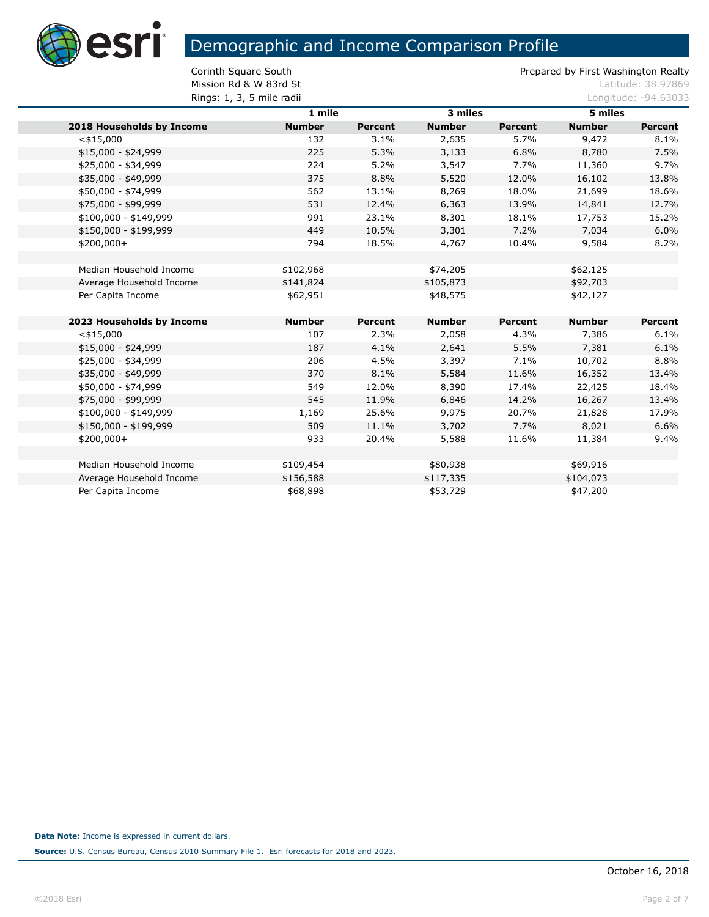# Demographic and Income Comparison Profile

Corinth Square South
Mission Rd & W 83rd St
Rings: 1, 3, 5 mile radii

Prepared by First Washington Realty
Latitude: 38.97869
Longitude: -94.63033

| | 1 mile | | 3 miles | | 5 miles | |
|---|---|---|---|---|---|---|
| **2018 Households by Income** | **Number** | **Percent** | **Number** | **Percent** | **Number** | **Percent** |
| <$15,000 | 132 | 3.1% | 2,635 | 5.7% | 9,472 | 8.1% |
| $15,000 - $24,999 | 225 | 5.3% | 3,133 | 6.8% | 8,780 | 7.5% |
| $25,000 - $34,999 | 224 | 5.2% | 3,547 | 7.7% | 11,360 | 9.7% |
| $35,000 - $49,999 | 375 | 8.8% | 5,520 | 12.0% | 16,102 | 13.8% |
| $50,000 - $74,999 | 562 | 13.1% | 8,269 | 18.0% | 21,699 | 18.6% |
| $75,000 - $99,999 | 531 | 12.4% | 6,363 | 13.9% | 14,841 | 12.7% |
| $100,000 - $149,999 | 991 | 23.1% | 8,301 | 18.1% | 17,753 | 15.2% |
| $150,000 - $199,999 | 449 | 10.5% | 3,301 | 7.2% | 7,034 | 6.0% |
| $200,000+ | 794 | 18.5% | 4,767 | 10.4% | 9,584 | 8.2% |
| | | | | | | |
| Median Household Income | $102,968 | | $74,205 | | $62,125 | |
| Average Household Income | $141,824 | | $105,873 | | $92,703 | |
| Per Capita Income | $62,951 | | $48,575 | | $42,127 | |
| | | | | | | |
| **2023 Households by Income** | **Number** | **Percent** | **Number** | **Percent** | **Number** | **Percent** |
| <$15,000 | 107 | 2.3% | 2,058 | 4.3% | 7,386 | 6.1% |
| $15,000 - $24,999 | 187 | 4.1% | 2,641 | 5.5% | 7,381 | 6.1% |
| $25,000 - $34,999 | 206 | 4.5% | 3,397 | 7.1% | 10,702 | 8.8% |
| $35,000 - $49,999 | 370 | 8.1% | 5,584 | 11.6% | 16,352 | 13.4% |
| $50,000 - $74,999 | 549 | 12.0% | 8,390 | 17.4% | 22,425 | 18.4% |
| $75,000 - $99,999 | 545 | 11.9% | 6,846 | 14.2% | 16,267 | 13.4% |
| $100,000 - $149,999 | 1,169 | 25.6% | 9,975 | 20.7% | 21,828 | 17.9% |
| $150,000 - $199,999 | 509 | 11.1% | 3,702 | 7.7% | 8,021 | 6.6% |
| $200,000+ | 933 | 20.4% | 5,588 | 11.6% | 11,384 | 9.4% |
| | | | | | | |
| Median Household Income | $109,454 | | $80,938 | | $69,916 | |
| Average Household Income | $156,588 | | $117,335 | | $104,073 | |
| Per Capita Income | $68,898 | | $53,729 | | $47,200 | |

**Data Note:** Income is expressed in current dollars.

**Source:** U.S. Census Bureau, Census 2010 Summary File 1. Esri forecasts for 2018 and 2023.

October 16, 2018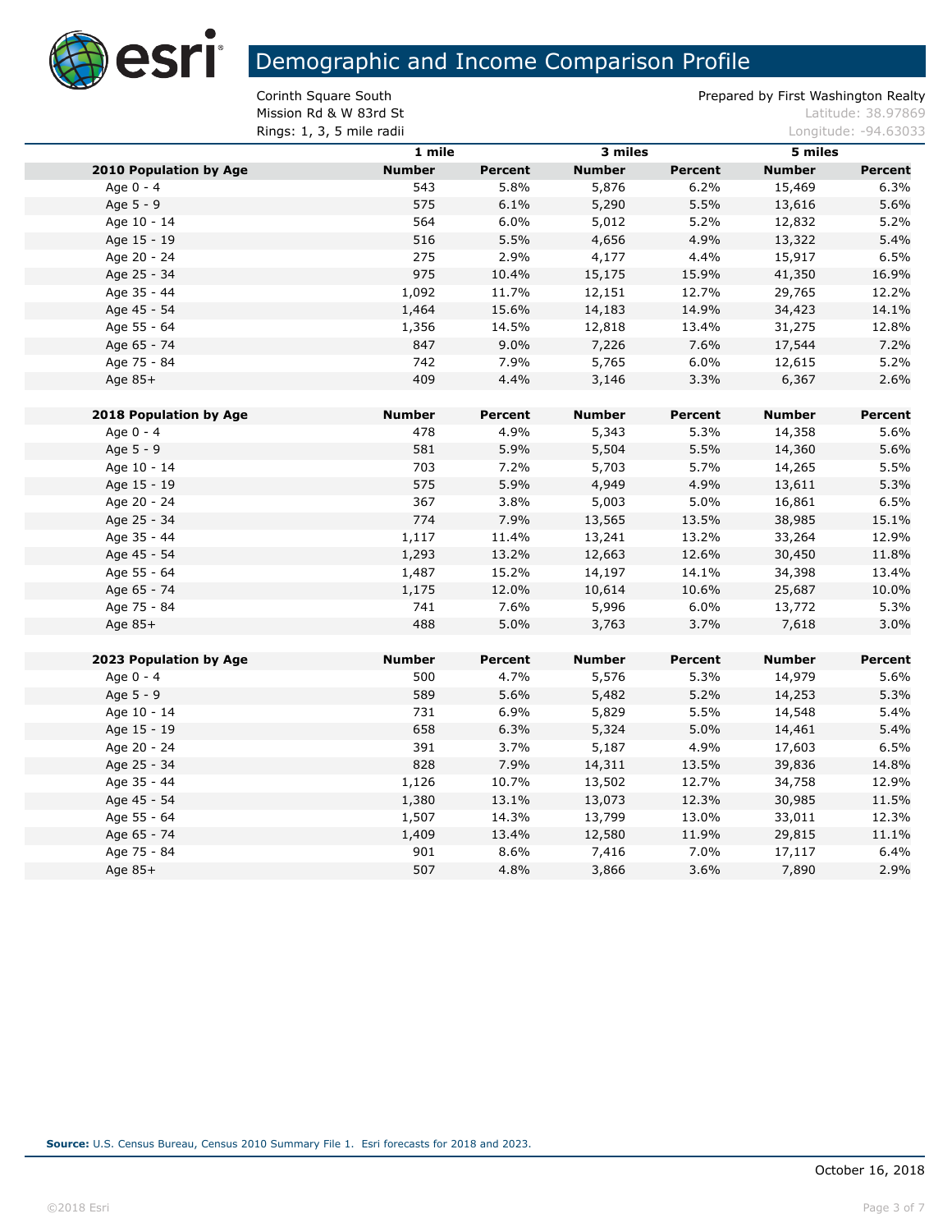# Demographic and Income Comparison Profile

Corinth Square South
Mission Rd & W 83rd St
Rings: 1, 3, 5 mile radii

Prepared by First Washington Realty
Latitude: 38.97869
Longitude: -94.63033

| | 1 mile | | 3 miles | | 5 miles | |
|---|---|---|---|---|---|---|
| **2010 Population by Age** | **Number** | **Percent** | **Number** | **Percent** | **Number** | **Percent** |
| Age 0 - 4 | 543 | 5.8% | 5,876 | 6.2% | 15,469 | 6.3% |
| Age 5 - 9 | 575 | 6.1% | 5,290 | 5.5% | 13,616 | 5.6% |
| Age 10 - 14 | 564 | 6.0% | 5,012 | 5.2% | 12,832 | 5.2% |
| Age 15 - 19 | 516 | 5.5% | 4,656 | 4.9% | 13,322 | 5.4% |
| Age 20 - 24 | 275 | 2.9% | 4,177 | 4.4% | 15,917 | 6.5% |
| Age 25 - 34 | 975 | 10.4% | 15,175 | 15.9% | 41,350 | 16.9% |
| Age 35 - 44 | 1,092 | 11.7% | 12,151 | 12.7% | 29,765 | 12.2% |
| Age 45 - 54 | 1,464 | 15.6% | 14,183 | 14.9% | 34,423 | 14.1% |
| Age 55 - 64 | 1,356 | 14.5% | 12,818 | 13.4% | 31,275 | 12.8% |
| Age 65 - 74 | 847 | 9.0% | 7,226 | 7.6% | 17,544 | 7.2% |
| Age 75 - 84 | 742 | 7.9% | 5,765 | 6.0% | 12,615 | 5.2% |
| Age 85+ | 409 | 4.4% | 3,146 | 3.3% | 6,367 | 2.6% |
| **2018 Population by Age** | **Number** | **Percent** | **Number** | **Percent** | **Number** | **Percent** |
| Age 0 - 4 | 478 | 4.9% | 5,343 | 5.3% | 14,358 | 5.6% |
| Age 5 - 9 | 581 | 5.9% | 5,504 | 5.5% | 14,360 | 5.6% |
| Age 10 - 14 | 703 | 7.2% | 5,703 | 5.7% | 14,265 | 5.5% |
| Age 15 - 19 | 575 | 5.9% | 4,949 | 4.9% | 13,611 | 5.3% |
| Age 20 - 24 | 367 | 3.8% | 5,003 | 5.0% | 16,861 | 6.5% |
| Age 25 - 34 | 774 | 7.9% | 13,565 | 13.5% | 38,985 | 15.1% |
| Age 35 - 44 | 1,117 | 11.4% | 13,241 | 13.2% | 33,264 | 12.9% |
| Age 45 - 54 | 1,293 | 13.2% | 12,663 | 12.6% | 30,450 | 11.8% |
| Age 55 - 64 | 1,487 | 15.2% | 14,197 | 14.1% | 34,398 | 13.4% |
| Age 65 - 74 | 1,175 | 12.0% | 10,614 | 10.6% | 25,687 | 10.0% |
| Age 75 - 84 | 741 | 7.6% | 5,996 | 6.0% | 13,772 | 5.3% |
| Age 85+ | 488 | 5.0% | 3,763 | 3.7% | 7,618 | 3.0% |
| **2023 Population by Age** | **Number** | **Percent** | **Number** | **Percent** | **Number** | **Percent** |
| Age 0 - 4 | 500 | 4.7% | 5,576 | 5.3% | 14,979 | 5.6% |
| Age 5 - 9 | 589 | 5.6% | 5,482 | 5.2% | 14,253 | 5.3% |
| Age 10 - 14 | 731 | 6.9% | 5,829 | 5.5% | 14,548 | 5.4% |
| Age 15 - 19 | 658 | 6.3% | 5,324 | 5.0% | 14,461 | 5.4% |
| Age 20 - 24 | 391 | 3.7% | 5,187 | 4.9% | 17,603 | 6.5% |
| Age 25 - 34 | 828 | 7.9% | 14,311 | 13.5% | 39,836 | 14.8% |
| Age 35 - 44 | 1,126 | 10.7% | 13,502 | 12.7% | 34,758 | 12.9% |
| Age 45 - 54 | 1,380 | 13.1% | 13,073 | 12.3% | 30,985 | 11.5% |
| Age 55 - 64 | 1,507 | 14.3% | 13,799 | 13.0% | 33,011 | 12.3% |
| Age 65 - 74 | 1,409 | 13.4% | 12,580 | 11.9% | 29,815 | 11.1% |
| Age 75 - 84 | 901 | 8.6% | 7,416 | 7.0% | 17,117 | 6.4% |
| Age 85+ | 507 | 4.8% | 3,866 | 3.6% | 7,890 | 2.9% |

**Source:** U.S. Census Bureau, Census 2010 Summary File 1. Esri forecasts for 2018 and 2023.

October 16, 2018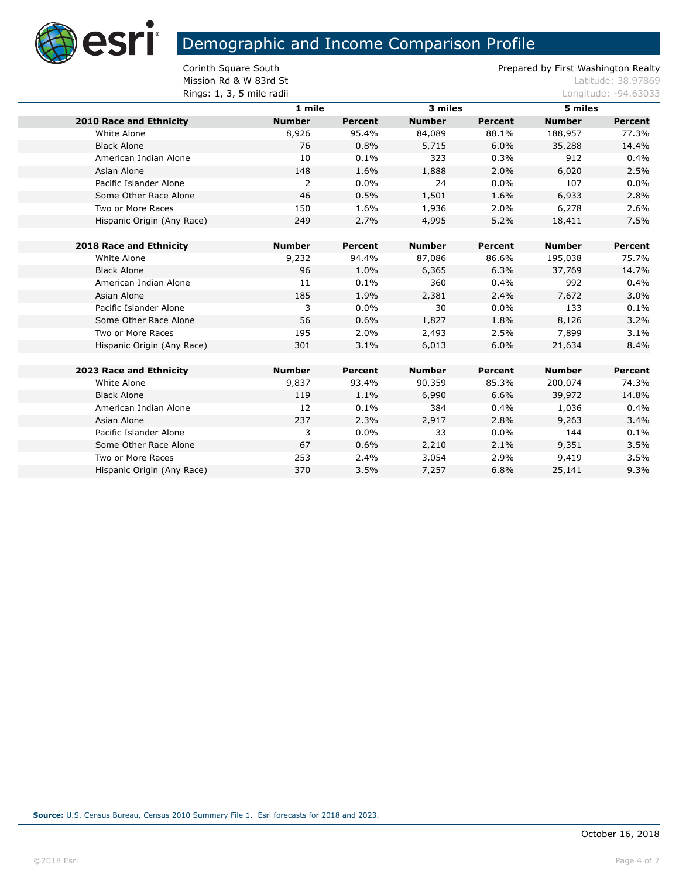# Demographic and Income Comparison Profile

Corinth Square South
Mission Rd & W 83rd St
Rings: 1, 3, 5 mile radii

Prepared by First Washington Realty
Latitude: 38.97869
Longitude: -94.63033

| | 1 mile | | 3 miles | | 5 miles | |
|---|---|---|---|---|---|---|
| **2010 Race and Ethnicity** | **Number** | **Percent** | **Number** | **Percent** | **Number** | **Percent** |
| White Alone | 8,926 | 95.4% | 84,089 | 88.1% | 188,957 | 77.3% |
| Black Alone | 76 | 0.8% | 5,715 | 6.0% | 35,288 | 14.4% |
| American Indian Alone | 10 | 0.1% | 323 | 0.3% | 912 | 0.4% |
| Asian Alone | 148 | 1.6% | 1,888 | 2.0% | 6,020 | 2.5% |
| Pacific Islander Alone | 2 | 0.0% | 24 | 0.0% | 107 | 0.0% |
| Some Other Race Alone | 46 | 0.5% | 1,501 | 1.6% | 6,933 | 2.8% |
| Two or More Races | 150 | 1.6% | 1,936 | 2.0% | 6,278 | 2.6% |
| Hispanic Origin (Any Race) | 249 | 2.7% | 4,995 | 5.2% | 18,411 | 7.5% |
| | | | | | | |
| **2018 Race and Ethnicity** | **Number** | **Percent** | **Number** | **Percent** | **Number** | **Percent** |
| White Alone | 9,232 | 94.4% | 87,086 | 86.6% | 195,038 | 75.7% |
| Black Alone | 96 | 1.0% | 6,365 | 6.3% | 37,769 | 14.7% |
| American Indian Alone | 11 | 0.1% | 360 | 0.4% | 992 | 0.4% |
| Asian Alone | 185 | 1.9% | 2,381 | 2.4% | 7,672 | 3.0% |
| Pacific Islander Alone | 3 | 0.0% | 30 | 0.0% | 133 | 0.1% |
| Some Other Race Alone | 56 | 0.6% | 1,827 | 1.8% | 8,126 | 3.2% |
| Two or More Races | 195 | 2.0% | 2,493 | 2.5% | 7,899 | 3.1% |
| Hispanic Origin (Any Race) | 301 | 3.1% | 6,013 | 6.0% | 21,634 | 8.4% |
| | | | | | | |
| **2023 Race and Ethnicity** | **Number** | **Percent** | **Number** | **Percent** | **Number** | **Percent** |
| White Alone | 9,837 | 93.4% | 90,359 | 85.3% | 200,074 | 74.3% |
| Black Alone | 119 | 1.1% | 6,990 | 6.6% | 39,972 | 14.8% |
| American Indian Alone | 12 | 0.1% | 384 | 0.4% | 1,036 | 0.4% |
| Asian Alone | 237 | 2.3% | 2,917 | 2.8% | 9,263 | 3.4% |
| Pacific Islander Alone | 3 | 0.0% | 33 | 0.0% | 144 | 0.1% |
| Some Other Race Alone | 67 | 0.6% | 2,210 | 2.1% | 9,351 | 3.5% |
| Two or More Races | 253 | 2.4% | 3,054 | 2.9% | 9,419 | 3.5% |
| Hispanic Origin (Any Race) | 370 | 3.5% | 7,257 | 6.8% | 25,141 | 9.3% |

**Source:** U.S. Census Bureau, Census 2010 Summary File 1. Esri forecasts for 2018 and 2023.

October 16, 2018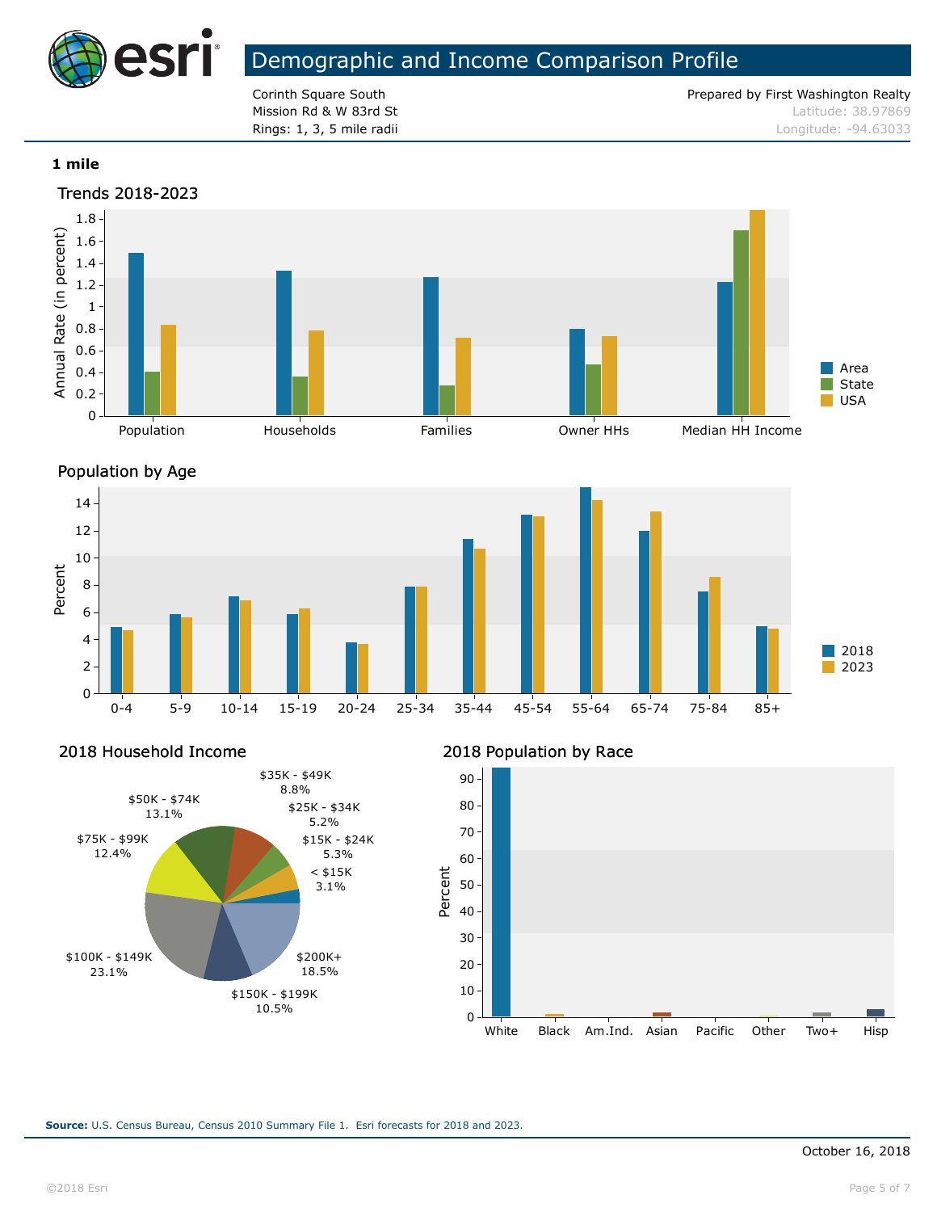# Demographic and Income Comparison Profile

Corinth Square South
Mission Rd & W 83rd St
Rings: 1, 3, 5 mile radii

Prepared by First Washington Realty
Latitude: 38.97869
Longitude: -94.63033

**1 mile**

## Trends 2018-2023

Annual Rate (in percent)

Population | Households | Families | Owner HHs | Median HH Income

Area | State | USA

## Population by Age

Percent

0-4 | 5-9 | 10-14 | 15-19 | 20-24 | 25-34 | 35-44 | 45-54 | 55-64 | 65-74 | 75-84 | 85+

2018 | 2023

## 2018 Household Income

| Income | Percent |
|---|---|
| < $15K | 3.1% |
| $15K - $24K | 5.3% |
| $25K - $34K | 5.2% |
| $35K - $49K | 8.8% |
| $50K - $74K | 13.1% |
| $75K - $99K | 12.4% |
| $100K - $149K | 23.1% |
| $150K - $199K | 10.5% |
| $200K+ | 18.5% |

## 2018 Population by Race

Percent

White | Black | Am.Ind. | Asian | Pacific | Other | Two+ | Hisp

**Source:** U.S. Census Bureau, Census 2010 Summary File 1. Esri forecasts for 2018 and 2023.

October 16, 2018

©2018 Esri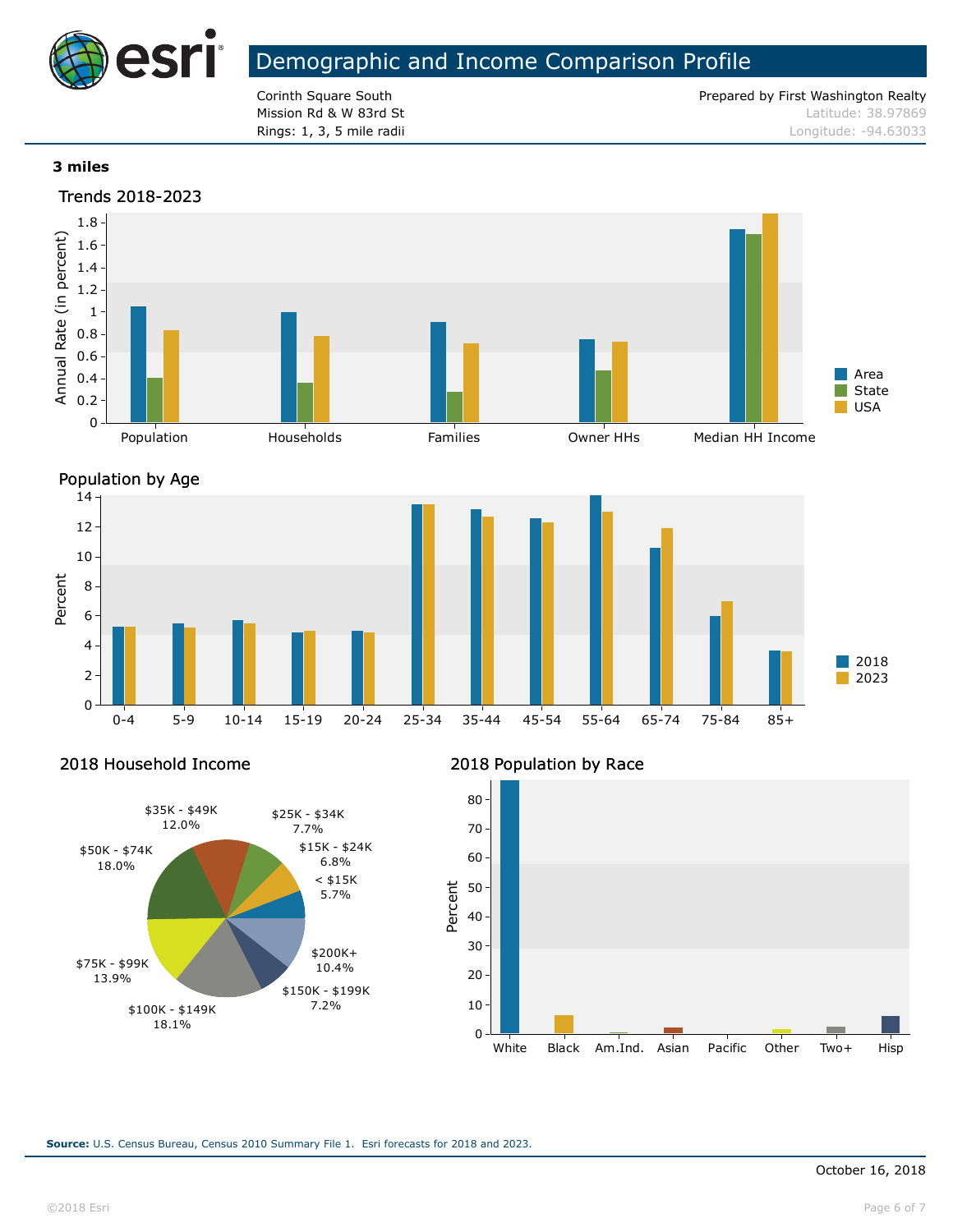# Demographic and Income Comparison Profile

Corinth Square South
Mission Rd & W 83rd St
Rings: 1, 3, 5 mile radii

Prepared by First Washington Realty
Latitude: 38.97869
Longitude: -94.63033

## 3 miles

### Trends 2018-2023

Annual Rate (in percent)

Population, Households, Families, Owner HHs, Median HH Income

Legend: Area, State, USA

### Population by Age

Percent

0-4, 5-9, 10-14, 15-19, 20-24, 25-34, 35-44, 45-54, 55-64, 65-74, 75-84, 85+

Legend: 2018, 2023

### 2018 Household Income

- < $15K: 5.7%
- $15K - $24K: 6.8%
- $25K - $34K: 7.7%
- $35K - $49K: 12.0%
- $50K - $74K: 18.0%
- $75K - $99K: 13.9%
- $100K - $149K: 18.1%
- $150K - $199K: 7.2%
- $200K+: 10.4%

### 2018 Population by Race

Percent

White, Black, Am.Ind., Asian, Pacific, Other, Two+, Hisp

**Source:** U.S. Census Bureau, Census 2010 Summary File 1. Esri forecasts for 2018 and 2023.

October 16, 2018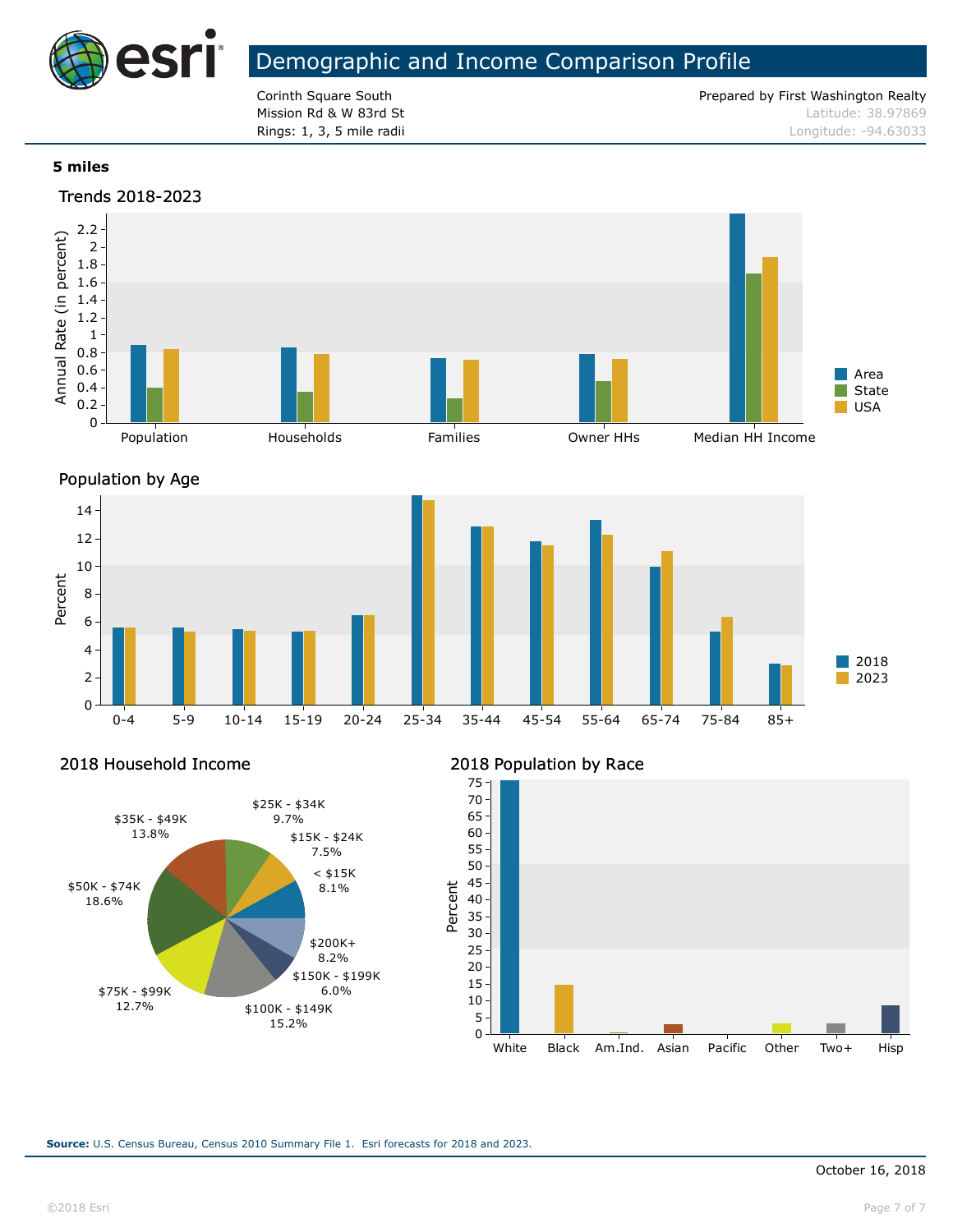# Demographic and Income Comparison Profile

Corinth Square South
Mission Rd & W 83rd St
Rings: 1, 3, 5 mile radii

Prepared by First Washington Realty
Latitude: 38.97869
Longitude: -94.63033

**5 miles**

## Trends 2018-2023

Annual Rate (in percent)

0
0.2
0.4
0.6
0.8
1
1.2
1.4
1.6
1.8
2
2.2

Population
Households
Families
Owner HHs
Median HH Income

Area
State
USA

## Population by Age

Percent

0
2
4
6
8
10
12
14

0-4
5-9
10-14
15-19
20-24
25-34
35-44
45-54
55-64
65-74
75-84
85+

2018
2023

## 2018 Household Income

$25K - $34K
9.7%

$35K - $49K
13.8%

$15K - $24K
7.5%

< $15K
8.1%

$50K - $74K
18.6%

$200K+
8.2%

$150K - $199K
6.0%

$75K - $99K
12.7%

$100K - $149K
15.2%

## 2018 Population by Race

Percent

0
5
10
15
20
25
30
35
40
45
50
55
60
65
70
75

White
Black
Am.Ind.
Asian
Pacific
Other
Two+
Hisp

**Source:** U.S. Census Bureau, Census 2010 Summary File 1. Esri forecasts for 2018 and 2023.

October 16, 2018

©2018 Esri